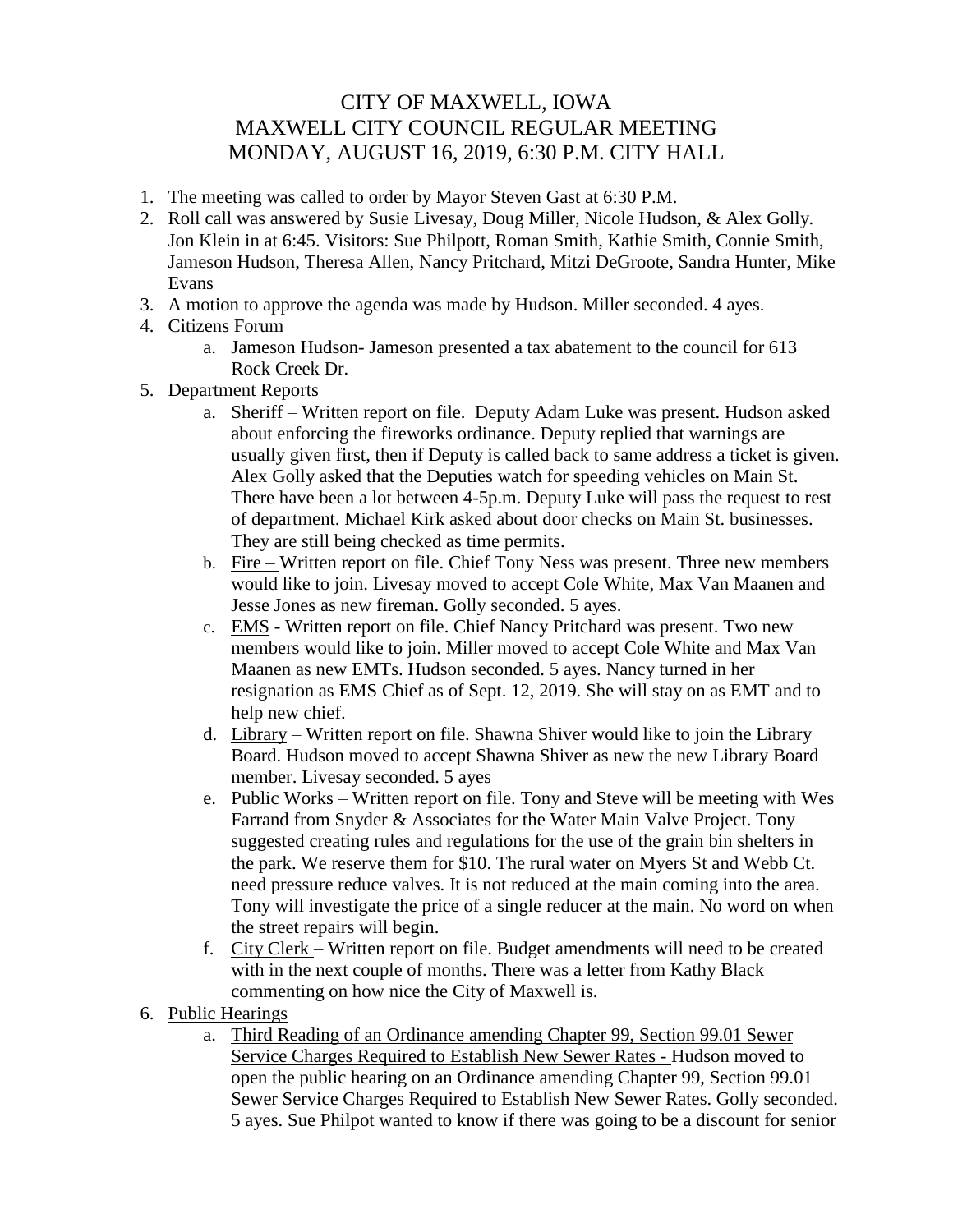# CITY OF MAXWELL, IOWA
# MAXWELL CITY COUNCIL REGULAR MEETING
# MONDAY, AUGUST 16, 2019, 6:30 P.M. CITY HALL

1. The meeting was called to order by Mayor Steven Gast at 6:30 P.M.
2. Roll call was answered by Susie Livesay, Doug Miller, Nicole Hudson, & Alex Golly. Jon Klein in at 6:45. Visitors: Sue Philpott, Roman Smith, Kathie Smith, Connie Smith, Jameson Hudson, Theresa Allen, Nancy Pritchard, Mitzi DeGroote, Sandra Hunter, Mike Evans
3. A motion to approve the agenda was made by Hudson. Miller seconded. 4 ayes.
4. Citizens Forum
   a. Jameson Hudson- Jameson presented a tax abatement to the council for 613 Rock Creek Dr.
5. Department Reports
   a. Sheriff – Written report on file. Deputy Adam Luke was present. Hudson asked about enforcing the fireworks ordinance. Deputy replied that warnings are usually given first, then if Deputy is called back to same address a ticket is given. Alex Golly asked that the Deputies watch for speeding vehicles on Main St. There have been a lot between 4-5p.m. Deputy Luke will pass the request to rest of department. Michael Kirk asked about door checks on Main St. businesses. They are still being checked as time permits.
   b. Fire – Written report on file. Chief Tony Ness was present. Three new members would like to join. Livesay moved to accept Cole White, Max Van Maanen and Jesse Jones as new fireman. Golly seconded. 5 ayes.
   c. EMS - Written report on file. Chief Nancy Pritchard was present. Two new members would like to join. Miller moved to accept Cole White and Max Van Maanen as new EMTs. Hudson seconded. 5 ayes. Nancy turned in her resignation as EMS Chief as of Sept. 12, 2019. She will stay on as EMT and to help new chief.
   d. Library – Written report on file. Shawna Shiver would like to join the Library Board. Hudson moved to accept Shawna Shiver as new the new Library Board member. Livesay seconded. 5 ayes
   e. Public Works – Written report on file. Tony and Steve will be meeting with Wes Farrand from Snyder & Associates for the Water Main Valve Project. Tony suggested creating rules and regulations for the use of the grain bin shelters in the park. We reserve them for $10. The rural water on Myers St and Webb Ct. need pressure reduce valves. It is not reduced at the main coming into the area. Tony will investigate the price of a single reducer at the main. No word on when the street repairs will begin.
   f. City Clerk – Written report on file. Budget amendments will need to be created with in the next couple of months. There was a letter from Kathy Black commenting on how nice the City of Maxwell is.
6. Public Hearings
   a. Third Reading of an Ordinance amending Chapter 99, Section 99.01 Sewer Service Charges Required to Establish New Sewer Rates - Hudson moved to open the public hearing on an Ordinance amending Chapter 99, Section 99.01 Sewer Service Charges Required to Establish New Sewer Rates. Golly seconded. 5 ayes. Sue Philpot wanted to know if there was going to be a discount for senior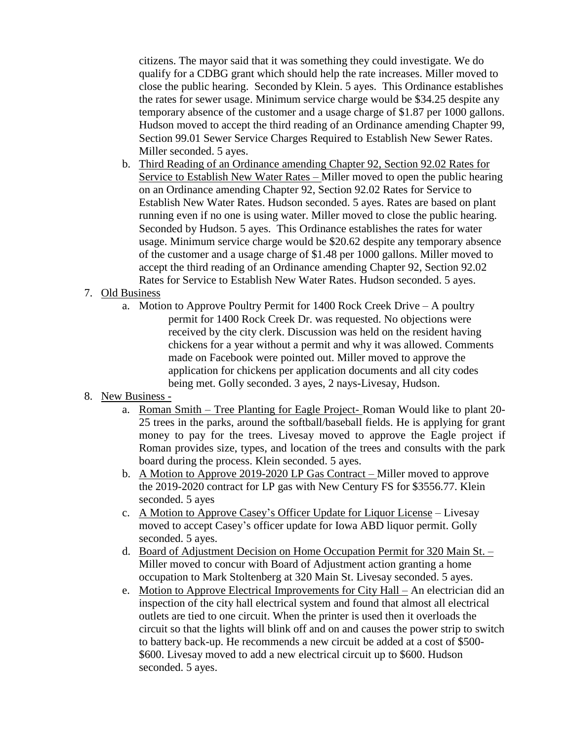citizens. The mayor said that it was something they could investigate. We do qualify for a CDBG grant which should help the rate increases. Miller moved to close the public hearing. Seconded by Klein. 5 ayes. This Ordinance establishes the rates for sewer usage. Minimum service charge would be $34.25 despite any temporary absence of the customer and a usage charge of $1.87 per 1000 gallons. Hudson moved to accept the third reading of an Ordinance amending Chapter 99, Section 99.01 Sewer Service Charges Required to Establish New Sewer Rates. Miller seconded. 5 ayes.

   b. <u>Third Reading of an Ordinance amending Chapter 92, Section 92.02 Rates for Service to Establish New Water Rates –</u> Miller moved to open the public hearing on an Ordinance amending Chapter 92, Section 92.02 Rates for Service to Establish New Water Rates. Hudson seconded. 5 ayes. Rates are based on plant running even if no one is using water. Miller moved to close the public hearing. Seconded by Hudson. 5 ayes. This Ordinance establishes the rates for water usage. Minimum service charge would be $20.62 despite any temporary absence of the customer and a usage charge of $1.48 per 1000 gallons. Miller moved to accept the third reading of an Ordinance amending Chapter 92, Section 92.02 Rates for Service to Establish New Water Rates. Hudson seconded. 5 ayes.

7. <u>Old Business</u>
   a. Motion to Approve Poultry Permit for 1400 Rock Creek Drive – A poultry permit for 1400 Rock Creek Dr. was requested. No objections were received by the city clerk. Discussion was held on the resident having chickens for a year without a permit and why it was allowed. Comments made on Facebook were pointed out. Miller moved to approve the application for chickens per application documents and all city codes being met. Golly seconded. 3 ayes, 2 nays-Livesay, Hudson.

8. <u>New Business -</u>
   a. <u>Roman Smith – Tree Planting for Eagle Project-</u> Roman Would like to plant 20-25 trees in the parks, around the softball/baseball fields. He is applying for grant money to pay for the trees. Livesay moved to approve the Eagle project if Roman provides size, types, and location of the trees and consults with the park board during the process. Klein seconded. 5 ayes.
   b. <u>A Motion to Approve 2019-2020 LP Gas Contract –</u> Miller moved to approve the 2019-2020 contract for LP gas with New Century FS for $3556.77. Klein seconded. 5 ayes
   c. <u>A Motion to Approve Casey's Officer Update for Liquor License</u> – Livesay moved to accept Casey's officer update for Iowa ABD liquor permit. Golly seconded. 5 ayes.
   d. <u>Board of Adjustment Decision on Home Occupation Permit for 320 Main St. –</u> Miller moved to concur with Board of Adjustment action granting a home occupation to Mark Stoltenberg at 320 Main St. Livesay seconded. 5 ayes.
   e. <u>Motion to Approve Electrical Improvements for City Hall –</u> An electrician did an inspection of the city hall electrical system and found that almost all electrical outlets are tied to one circuit. When the printer is used then it overloads the circuit so that the lights will blink off and on and causes the power strip to switch to battery back-up. He recommends a new circuit be added at a cost of $500-$600. Livesay moved to add a new electrical circuit up to $600. Hudson seconded. 5 ayes.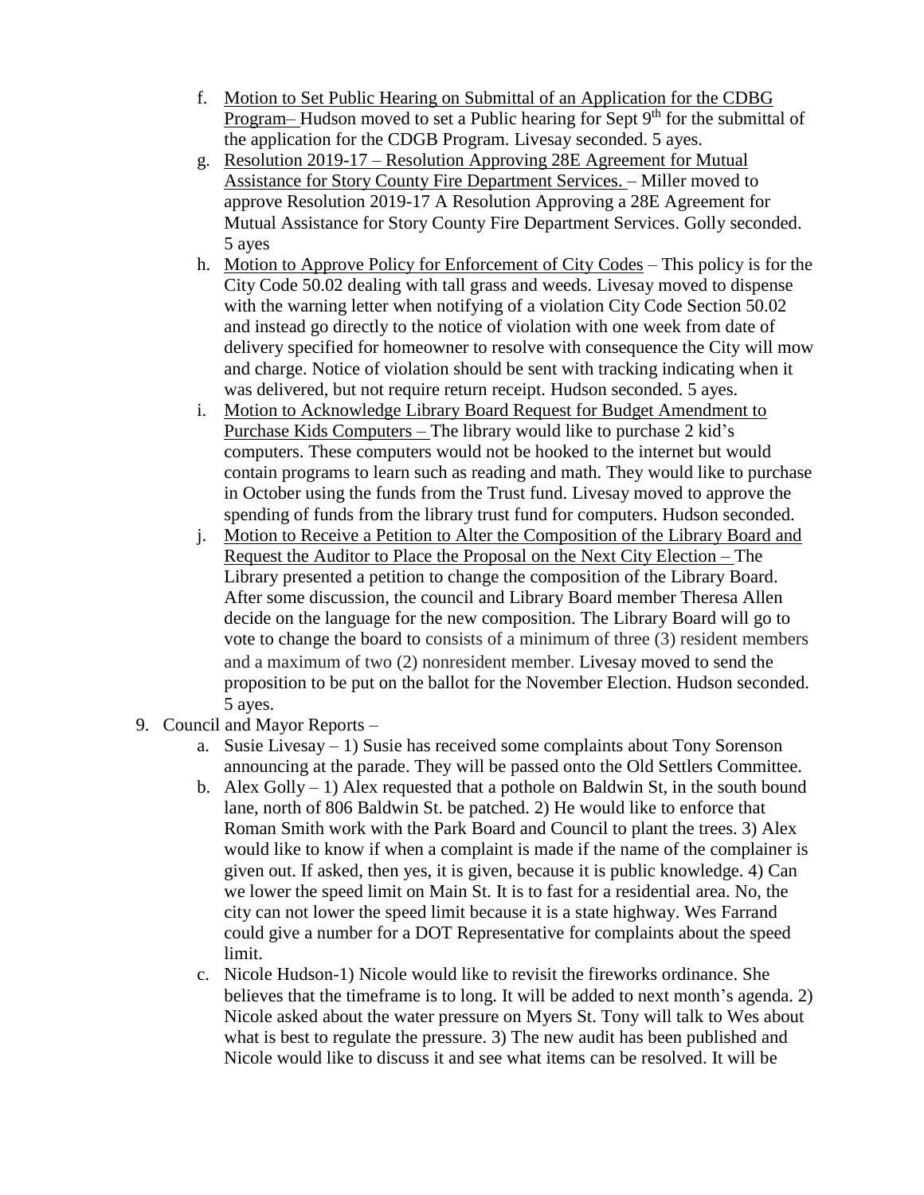f. <u>Motion to Set Public Hearing on Submittal of an Application for the CDBG Program–</u> Hudson moved to set a Public hearing for Sept 9th for the submittal of the application for the CDGB Program. Livesay seconded. 5 ayes.

g. <u>Resolution 2019-17 – Resolution Approving 28E Agreement for Mutual Assistance for Story County Fire Department Services.</u> – Miller moved to approve Resolution 2019-17 A Resolution Approving a 28E Agreement for Mutual Assistance for Story County Fire Department Services. Golly seconded. 5 ayes

h. <u>Motion to Approve Policy for Enforcement of City Codes</u> – This policy is for the City Code 50.02 dealing with tall grass and weeds. Livesay moved to dispense with the warning letter when notifying of a violation City Code Section 50.02 and instead go directly to the notice of violation with one week from date of delivery specified for homeowner to resolve with consequence the City will mow and charge. Notice of violation should be sent with tracking indicating when it was delivered, but not require return receipt. Hudson seconded. 5 ayes.

i. <u>Motion to Acknowledge Library Board Request for Budget Amendment to Purchase Kids Computers –</u> The library would like to purchase 2 kid's computers. These computers would not be hooked to the internet but would contain programs to learn such as reading and math. They would like to purchase in October using the funds from the Trust fund. Livesay moved to approve the spending of funds from the library trust fund for computers. Hudson seconded.

j. <u>Motion to Receive a Petition to Alter the Composition of the Library Board and Request the Auditor to Place the Proposal on the Next City Election –</u> The Library presented a petition to change the composition of the Library Board. After some discussion, the council and Library Board member Theresa Allen decide on the language for the new composition. The Library Board will go to vote to change the board to consists of a minimum of three (3) resident members and a maximum of two (2) nonresident member. Livesay moved to send the proposition to be put on the ballot for the November Election. Hudson seconded. 5 ayes.

9. Council and Mayor Reports –
   a. Susie Livesay – 1) Susie has received some complaints about Tony Sorenson announcing at the parade. They will be passed onto the Old Settlers Committee.
   b. Alex Golly – 1) Alex requested that a pothole on Baldwin St, in the south bound lane, north of 806 Baldwin St. be patched. 2) He would like to enforce that Roman Smith work with the Park Board and Council to plant the trees. 3) Alex would like to know if when a complaint is made if the name of the complainer is given out. If asked, then yes, it is given, because it is public knowledge. 4) Can we lower the speed limit on Main St. It is to fast for a residential area. No, the city can not lower the speed limit because it is a state highway. Wes Farrand could give a number for a DOT Representative for complaints about the speed limit.
   c. Nicole Hudson-1) Nicole would like to revisit the fireworks ordinance. She believes that the timeframe is to long. It will be added to next month's agenda. 2) Nicole asked about the water pressure on Myers St. Tony will talk to Wes about what is best to regulate the pressure. 3) The new audit has been published and Nicole would like to discuss it and see what items can be resolved. It will be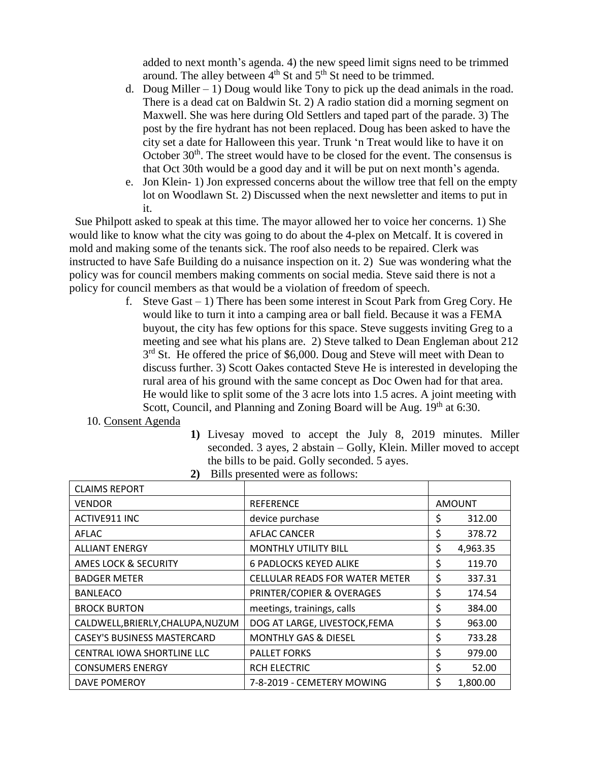added to next month's agenda. 4) the new speed limit signs need to be trimmed around. The alley between 4th St and 5th St need to be trimmed.

d. Doug Miller – 1) Doug would like Tony to pick up the dead animals in the road. There is a dead cat on Baldwin St. 2) A radio station did a morning segment on Maxwell. She was here during Old Settlers and taped part of the parade. 3) The post by the fire hydrant has not been replaced. Doug has been asked to have the city set a date for Halloween this year. Trunk 'n Treat would like to have it on October 30th. The street would have to be closed for the event. The consensus is that Oct 30th would be a good day and it will be put on next month's agenda.

e. Jon Klein- 1) Jon expressed concerns about the willow tree that fell on the empty lot on Woodlawn St. 2) Discussed when the next newsletter and items to put in it.

Sue Philpott asked to speak at this time. The mayor allowed her to voice her concerns. 1) She would like to know what the city was going to do about the 4-plex on Metcalf. It is covered in mold and making some of the tenants sick. The roof also needs to be repaired. Clerk was instructed to have Safe Building do a nuisance inspection on it. 2) Sue was wondering what the policy was for council members making comments on social media. Steve said there is not a policy for council members as that would be a violation of freedom of speech.

f. Steve Gast – 1) There has been some interest in Scout Park from Greg Cory. He would like to turn it into a camping area or ball field. Because it was a FEMA buyout, the city has few options for this space. Steve suggests inviting Greg to a meeting and see what his plans are. 2) Steve talked to Dean Engleman about 212 3rd St. He offered the price of $6,000. Doug and Steve will meet with Dean to discuss further. 3) Scott Oakes contacted Steve He is interested in developing the rural area of his ground with the same concept as Doc Owen had for that area. He would like to split some of the 3 acre lots into 1.5 acres. A joint meeting with Scott, Council, and Planning and Zoning Board will be Aug. 19th at 6:30.

10. Consent Agenda

**1)** Livesay moved to accept the July 8, 2019 minutes. Miller seconded. 3 ayes, 2 abstain – Golly, Klein. Miller moved to accept the bills to be paid. Golly seconded. 5 ayes.

**2)** Bills presented were as follows:

| CLAIMS REPORT | | |
|---|---|---|
| VENDOR | REFERENCE | AMOUNT |
| ACTIVE911 INC | device purchase | $ 312.00 |
| AFLAC | AFLAC CANCER | $ 378.72 |
| ALLIANT ENERGY | MONTHLY UTILITY BILL | $ 4,963.35 |
| AMES LOCK & SECURITY | 6 PADLOCKS KEYED ALIKE | $ 119.70 |
| BADGER METER | CELLULAR READS FOR WATER METER | $ 337.31 |
| BANLEACO | PRINTER/COPIER & OVERAGES | $ 174.54 |
| BROCK BURTON | meetings, trainings, calls | $ 384.00 |
| CALDWELL,BRIERLY,CHALUPA,NUZUM | DOG AT LARGE, LIVESTOCK,FEMA | $ 963.00 |
| CASEY'S BUSINESS MASTERCARD | MONTHLY GAS & DIESEL | $ 733.28 |
| CENTRAL IOWA SHORTLINE LLC | PALLET FORKS | $ 979.00 |
| CONSUMERS ENERGY | RCH ELECTRIC | $ 52.00 |
| DAVE POMEROY | 7-8-2019 - CEMETERY MOWING | $ 1,800.00 |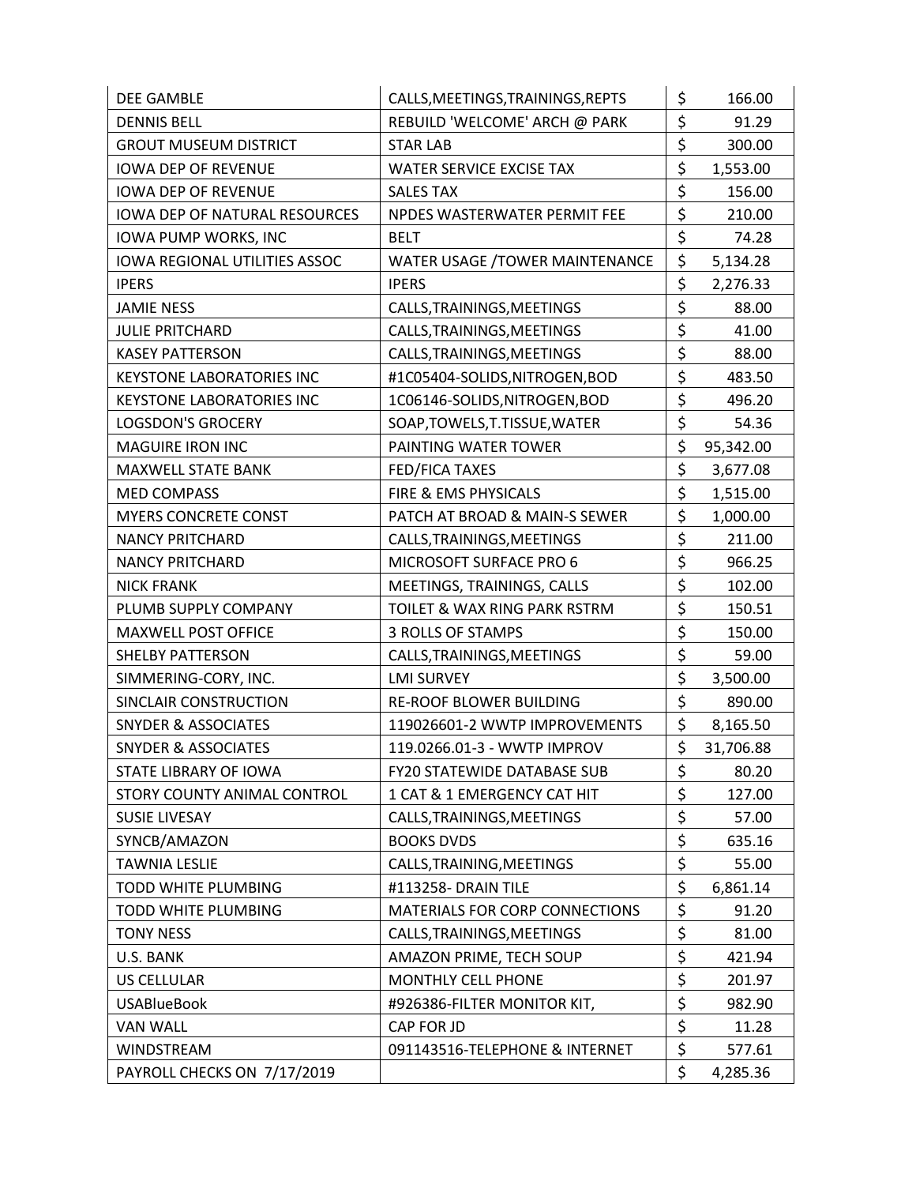| | | | |
|---|---|---|---|
| DEE GAMBLE | CALLS,MEETINGS,TRAININGS,REPTS | $ | 166.00 |
| DENNIS BELL | REBUILD 'WELCOME' ARCH @ PARK | $ | 91.29 |
| GROUT MUSEUM DISTRICT | STAR LAB | $ | 300.00 |
| IOWA DEP OF REVENUE | WATER SERVICE EXCISE TAX | $ | 1,553.00 |
| IOWA DEP OF REVENUE | SALES TAX | $ | 156.00 |
| IOWA DEP OF NATURAL RESOURCES | NPDES WASTERWATER PERMIT FEE | $ | 210.00 |
| IOWA PUMP WORKS, INC | BELT | $ | 74.28 |
| IOWA REGIONAL UTILITIES ASSOC | WATER USAGE /TOWER MAINTENANCE | $ | 5,134.28 |
| IPERS | IPERS | $ | 2,276.33 |
| JAMIE NESS | CALLS,TRAININGS,MEETINGS | $ | 88.00 |
| JULIE PRITCHARD | CALLS,TRAININGS,MEETINGS | $ | 41.00 |
| KASEY PATTERSON | CALLS,TRAININGS,MEETINGS | $ | 88.00 |
| KEYSTONE LABORATORIES INC | #1C05404-SOLIDS,NITROGEN,BOD | $ | 483.50 |
| KEYSTONE LABORATORIES INC | 1C06146-SOLIDS,NITROGEN,BOD | $ | 496.20 |
| LOGSDON'S GROCERY | SOAP,TOWELS,T.TISSUE,WATER | $ | 54.36 |
| MAGUIRE IRON INC | PAINTING WATER TOWER | $ | 95,342.00 |
| MAXWELL STATE BANK | FED/FICA TAXES | $ | 3,677.08 |
| MED COMPASS | FIRE & EMS PHYSICALS | $ | 1,515.00 |
| MYERS CONCRETE CONST | PATCH AT BROAD & MAIN-S SEWER | $ | 1,000.00 |
| NANCY PRITCHARD | CALLS,TRAININGS,MEETINGS | $ | 211.00 |
| NANCY PRITCHARD | MICROSOFT SURFACE PRO 6 | $ | 966.25 |
| NICK FRANK | MEETINGS, TRAININGS, CALLS | $ | 102.00 |
| PLUMB SUPPLY COMPANY | TOILET & WAX RING PARK RSTRM | $ | 150.51 |
| MAXWELL POST OFFICE | 3 ROLLS OF STAMPS | $ | 150.00 |
| SHELBY PATTERSON | CALLS,TRAININGS,MEETINGS | $ | 59.00 |
| SIMMERING-CORY, INC. | LMI SURVEY | $ | 3,500.00 |
| SINCLAIR CONSTRUCTION | RE-ROOF BLOWER BUILDING | $ | 890.00 |
| SNYDER & ASSOCIATES | 119026601-2 WWTP IMPROVEMENTS | $ | 8,165.50 |
| SNYDER & ASSOCIATES | 119.0266.01-3 - WWTP IMPROV | $ | 31,706.88 |
| STATE LIBRARY OF IOWA | FY20 STATEWIDE DATABASE SUB | $ | 80.20 |
| STORY COUNTY ANIMAL CONTROL | 1 CAT & 1 EMERGENCY CAT HIT | $ | 127.00 |
| SUSIE LIVESAY | CALLS,TRAININGS,MEETINGS | $ | 57.00 |
| SYNCB/AMAZON | BOOKS DVDS | $ | 635.16 |
| TAWNIA LESLIE | CALLS,TRAINING,MEETINGS | $ | 55.00 |
| TODD WHITE PLUMBING | #113258- DRAIN TILE | $ | 6,861.14 |
| TODD WHITE PLUMBING | MATERIALS FOR CORP CONNECTIONS | $ | 91.20 |
| TONY NESS | CALLS,TRAININGS,MEETINGS | $ | 81.00 |
| U.S. BANK | AMAZON PRIME, TECH SOUP | $ | 421.94 |
| US CELLULAR | MONTHLY CELL PHONE | $ | 201.97 |
| USABlueBook | #926386-FILTER MONITOR KIT, | $ | 982.90 |
| VAN WALL | CAP FOR JD | $ | 11.28 |
| WINDSTREAM | 091143516-TELEPHONE & INTERNET | $ | 577.61 |
| PAYROLL CHECKS ON 7/17/2019 | | $ | 4,285.36 |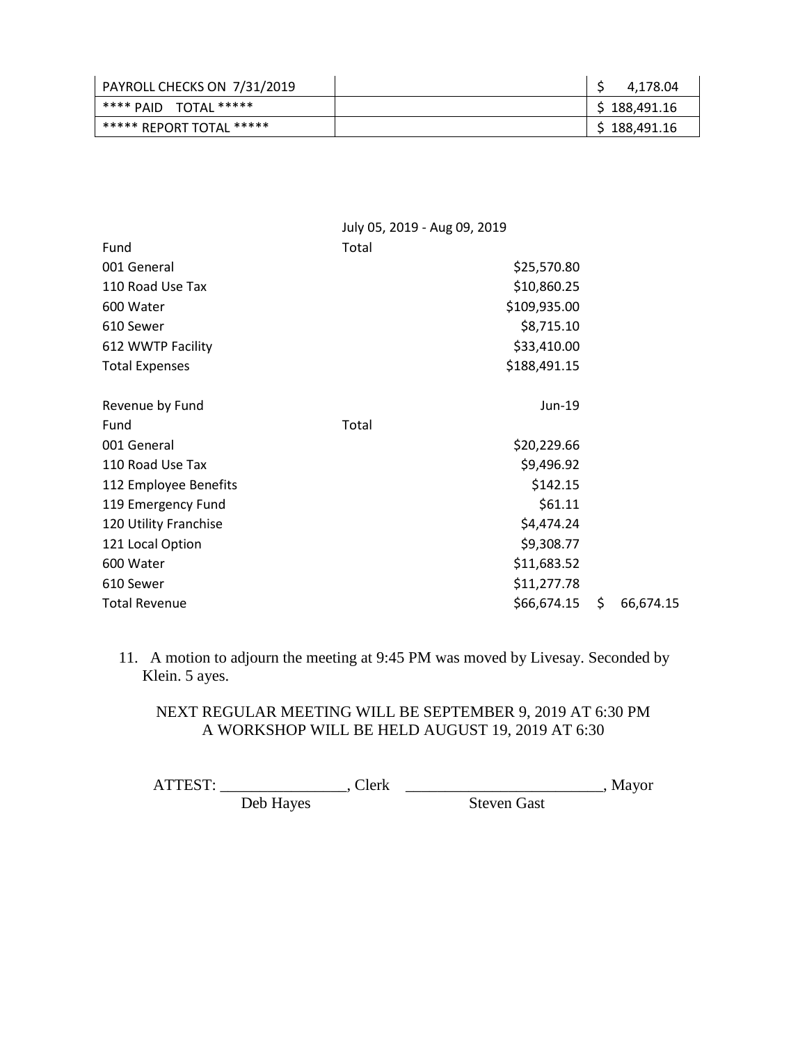| | | |
|---|---|---|
| PAYROLL CHECKS ON 7/31/2019 | | $ 4,178.04 |
| **** PAID TOTAL ***** | | $ 188,491.16 |
| ***** REPORT TOTAL ***** | | $ 188,491.16 |

| | July 05, 2019 - Aug 09, 2019 | |
|---|---|---|
| Fund | Total | |
| 001 General | $25,570.80 | |
| 110 Road Use Tax | $10,860.25 | |
| 600 Water | $109,935.00 | |
| 610 Sewer | $8,715.10 | |
| 612 WWTP Facility | $33,410.00 | |
| Total Expenses | $188,491.15 | |
| | | |
| Revenue by Fund | Jun-19 | |
| Fund | Total | |
| 001 General | $20,229.66 | |
| 110 Road Use Tax | $9,496.92 | |
| 112 Employee Benefits | $142.15 | |
| 119 Emergency Fund | $61.11 | |
| 120 Utility Franchise | $4,474.24 | |
| 121 Local Option | $9,308.77 | |
| 600 Water | $11,683.52 | |
| 610 Sewer | $11,277.78 | |
| Total Revenue | $66,674.15 | $ 66,674.15 |

11. A motion to adjourn the meeting at 9:45 PM was moved by Livesay. Seconded by Klein. 5 ayes.

NEXT REGULAR MEETING WILL BE SEPTEMBER 9, 2019 AT 6:30 PM
A WORKSHOP WILL BE HELD AUGUST 19, 2019 AT 6:30

ATTEST: ________________, Clerk &nbsp;&nbsp;&nbsp; _________________________, Mayor
Deb Hayes &nbsp;&nbsp;&nbsp;&nbsp;&nbsp;&nbsp;&nbsp;&nbsp; Steven Gast